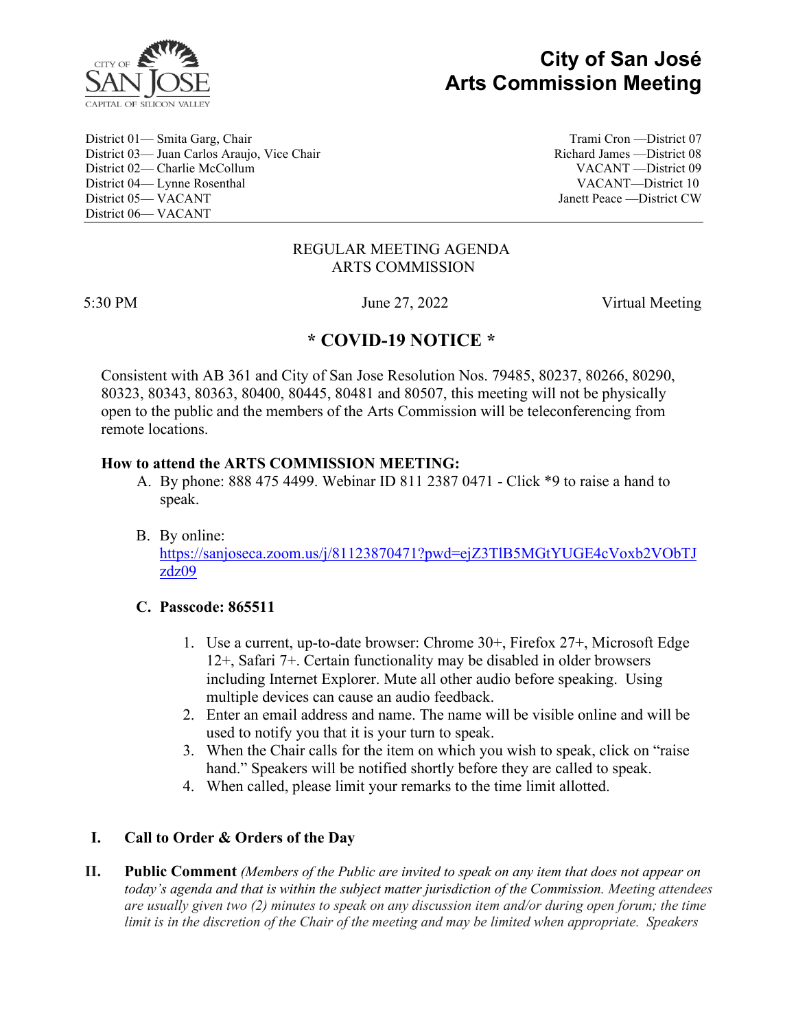# City of San José
# Arts Commission Meeting

District 01— Smita Garg, Chair
District 03— Juan Carlos Araujo, Vice Chair
District 02— Charlie McCollum
District 04— Lynne Rosenthal
District 05— VACANT
District 06— VACANT

Trami Cron —District 07
Richard James —District 08
VACANT —District 09
VACANT—District 10
Janett Peace —District CW

REGULAR MEETING AGENDA
ARTS COMMISSION

5:30 PM | June 27, 2022 | Virtual Meeting

## * COVID-19 NOTICE *

Consistent with AB 361 and City of San Jose Resolution Nos. 79485, 80237, 80266, 80290, 80323, 80343, 80363, 80400, 80445, 80481 and 80507, this meeting will not be physically open to the public and the members of the Arts Commission will be teleconferencing from remote locations.

**How to attend the ARTS COMMISSION MEETING:**

A. By phone: 888 475 4499. Webinar ID 811 2387 0471 - Click *9 to raise a hand to speak.

B. By online: https://sanjoseca.zoom.us/j/81123870471?pwd=ejZ3TlB5MGtYUGE4cVoxb2VObTJzdz09

C. **Passcode: 865511**

1. Use a current, up-to-date browser: Chrome 30+, Firefox 27+, Microsoft Edge 12+, Safari 7+. Certain functionality may be disabled in older browsers including Internet Explorer. Mute all other audio before speaking. Using multiple devices can cause an audio feedback.
2. Enter an email address and name. The name will be visible online and will be used to notify you that it is your turn to speak.
3. When the Chair calls for the item on which you wish to speak, click on "raise hand." Speakers will be notified shortly before they are called to speak.
4. When called, please limit your remarks to the time limit allotted.

## I. Call to Order & Orders of the Day

## II. Public Comment

*(Members of the Public are invited to speak on any item that does not appear on today's agenda and that is within the subject matter jurisdiction of the Commission. Meeting attendees are usually given two (2) minutes to speak on any discussion item and/or during open forum; the time limit is in the discretion of the Chair of the meeting and may be limited when appropriate. Speakers*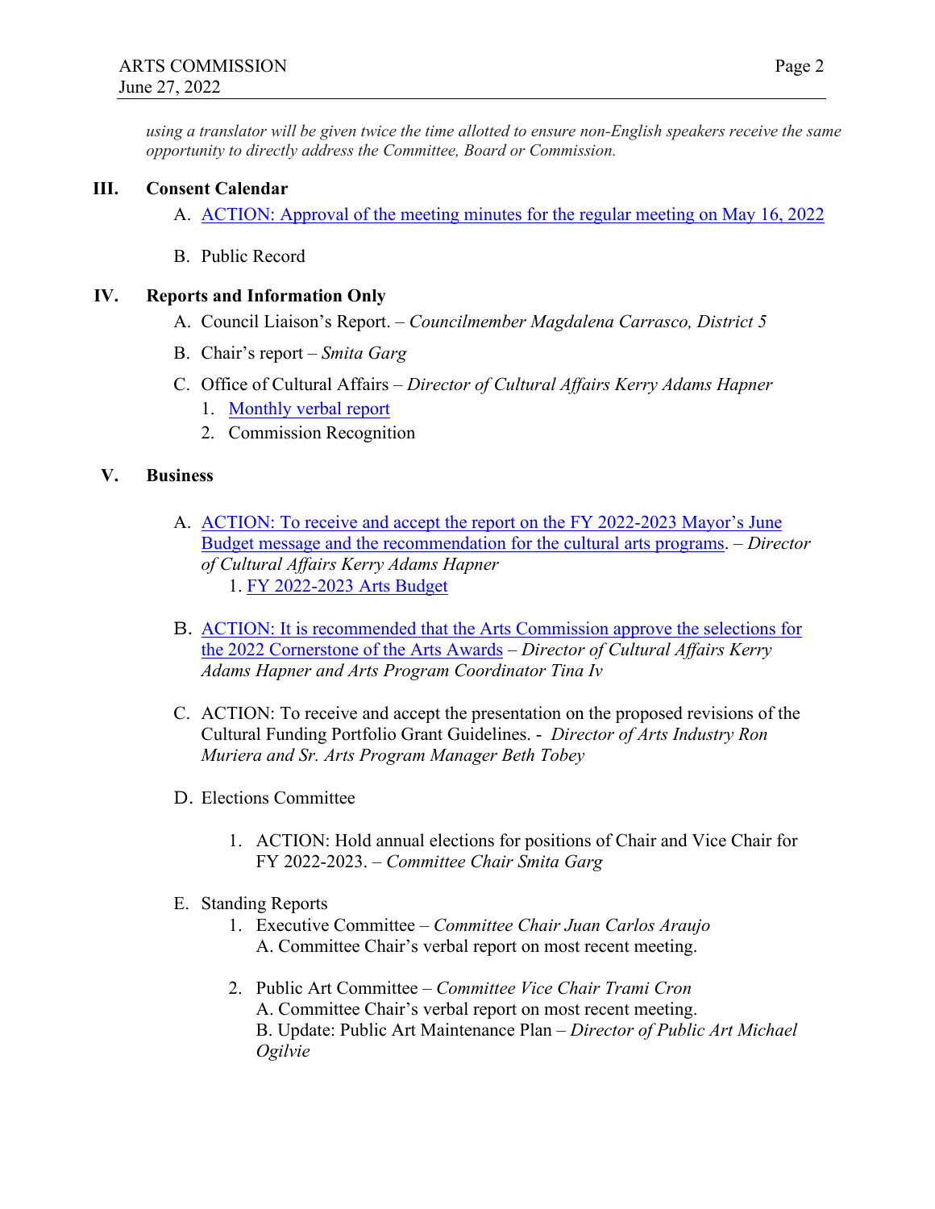*using a translator will be given twice the time allotted to ensure non-English speakers receive the same opportunity to directly address the Committee, Board or Commission.*

## III. Consent Calendar

A. ACTION: Approval of the meeting minutes for the regular meeting on May 16, 2022

B. Public Record

## IV. Reports and Information Only

A. Council Liaison's Report. – *Councilmember Magdalena Carrasco, District 5*

B. Chair's report – *Smita Garg*

C. Office of Cultural Affairs – *Director of Cultural Affairs Kerry Adams Hapner*

1. Monthly verbal report
2. Commission Recognition

## V. Business

A. ACTION: To receive and accept the report on the FY 2022-2023 Mayor's June Budget message and the recommendation for the cultural arts programs. – *Director of Cultural Affairs Kerry Adams Hapner*

1. FY 2022-2023 Arts Budget

B. ACTION: It is recommended that the Arts Commission approve the selections for the 2022 Cornerstone of the Arts Awards – *Director of Cultural Affairs Kerry Adams Hapner and Arts Program Coordinator Tina Iv*

C. ACTION: To receive and accept the presentation on the proposed revisions of the Cultural Funding Portfolio Grant Guidelines. - *Director of Arts Industry Ron Muriera and Sr. Arts Program Manager Beth Tobey*

D. Elections Committee

1. ACTION: Hold annual elections for positions of Chair and Vice Chair for FY 2022-2023. – *Committee Chair Smita Garg*

E. Standing Reports

1. Executive Committee – *Committee Chair Juan Carlos Araujo*
   A. Committee Chair's verbal report on most recent meeting.

2. Public Art Committee – *Committee Vice Chair Trami Cron*
   A. Committee Chair's verbal report on most recent meeting.
   B. Update: Public Art Maintenance Plan – *Director of Public Art Michael Ogilvie*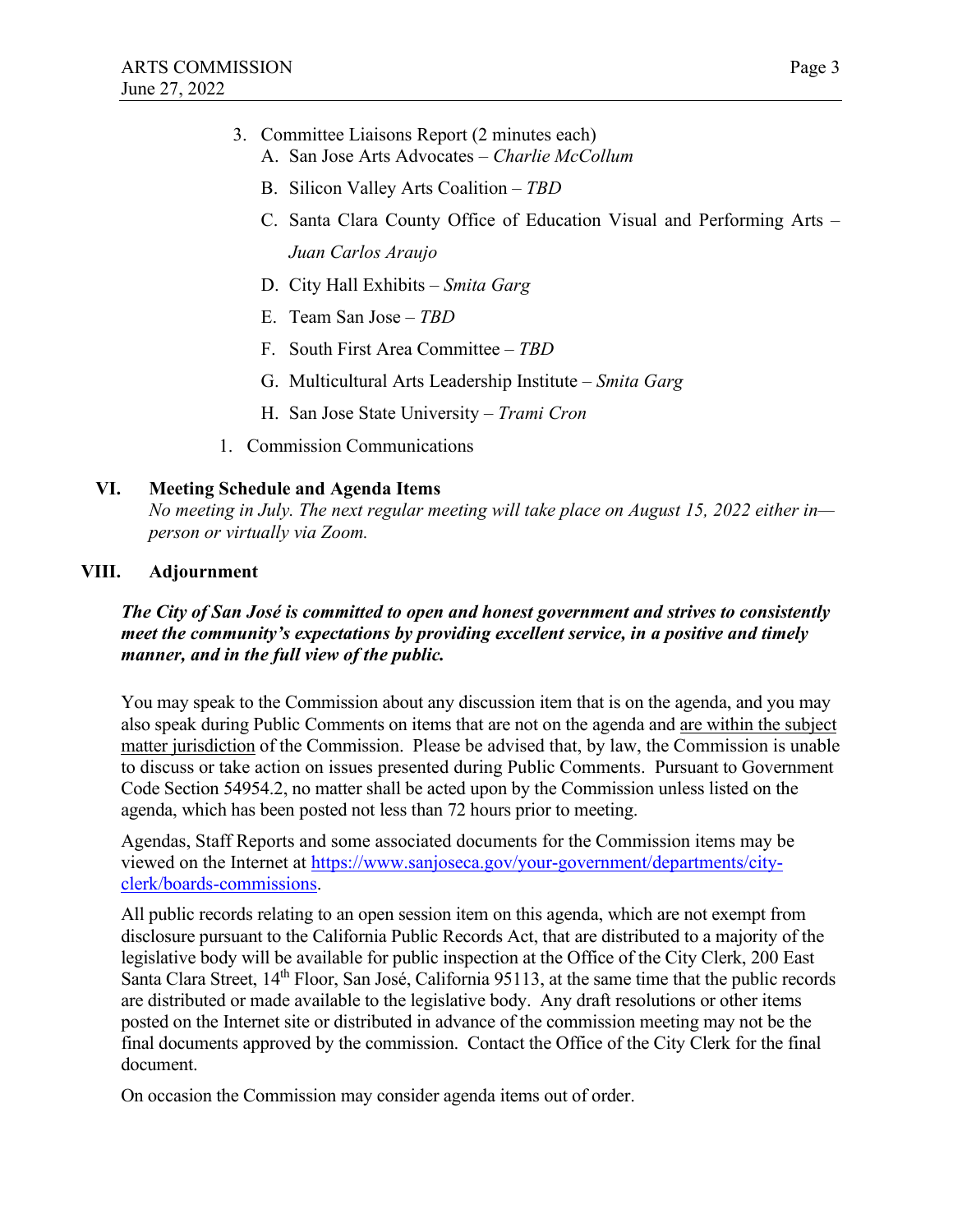3. Committee Liaisons Report (2 minutes each)
   A. San Jose Arts Advocates – *Charlie McCollum*
   B. Silicon Valley Arts Coalition – *TBD*
   C. Santa Clara County Office of Education Visual and Performing Arts – *Juan Carlos Araujo*
   D. City Hall Exhibits – *Smita Garg*
   E. Team San Jose – *TBD*
   F. South First Area Committee – *TBD*
   G. Multicultural Arts Leadership Institute – *Smita Garg*
   H. San Jose State University – *Trami Cron*

1. Commission Communications

## VI. Meeting Schedule and Agenda Items

*No meeting in July. The next regular meeting will take place on August 15, 2022 either in—person or virtually via Zoom.*

## VIII. Adjournment

***The City of San José is committed to open and honest government and strives to consistently meet the community's expectations by providing excellent service, in a positive and timely manner, and in the full view of the public.***

You may speak to the Commission about any discussion item that is on the agenda, and you may also speak during Public Comments on items that are not on the agenda and are within the subject matter jurisdiction of the Commission. Please be advised that, by law, the Commission is unable to discuss or take action on issues presented during Public Comments. Pursuant to Government Code Section 54954.2, no matter shall be acted upon by the Commission unless listed on the agenda, which has been posted not less than 72 hours prior to meeting.

Agendas, Staff Reports and some associated documents for the Commission items may be viewed on the Internet at [https://www.sanjoseca.gov/your-government/departments/city-clerk/boards-commissions](https://www.sanjoseca.gov/your-government/departments/city-clerk/boards-commissions).

All public records relating to an open session item on this agenda, which are not exempt from disclosure pursuant to the California Public Records Act, that are distributed to a majority of the legislative body will be available for public inspection at the Office of the City Clerk, 200 East Santa Clara Street, 14th Floor, San José, California 95113, at the same time that the public records are distributed or made available to the legislative body. Any draft resolutions or other items posted on the Internet site or distributed in advance of the commission meeting may not be the final documents approved by the commission. Contact the Office of the City Clerk for the final document.

On occasion the Commission may consider agenda items out of order.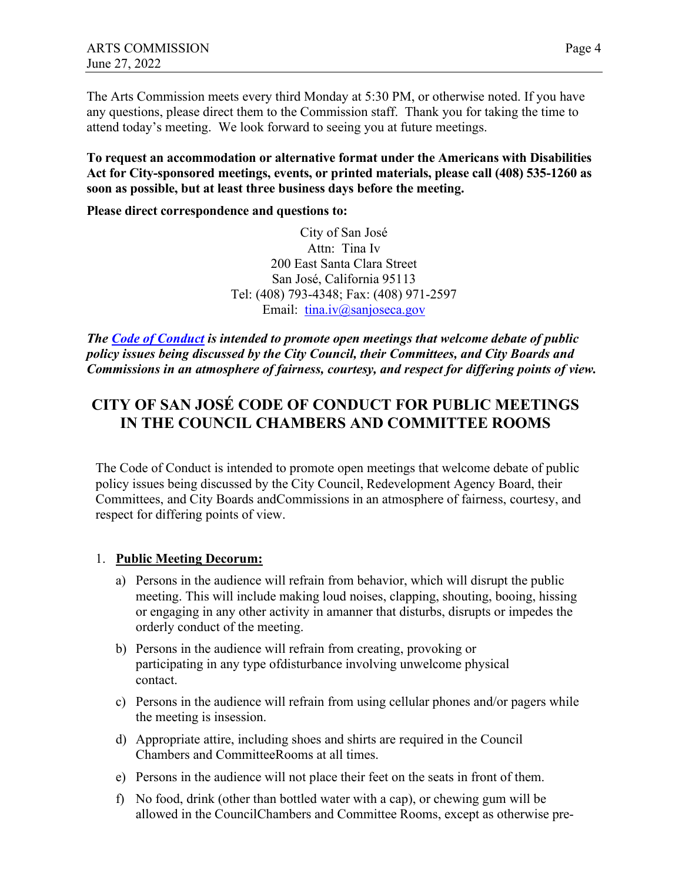The Arts Commission meets every third Monday at 5:30 PM, or otherwise noted. If you have any questions, please direct them to the Commission staff. Thank you for taking the time to attend today's meeting. We look forward to seeing you at future meetings.

**To request an accommodation or alternative format under the Americans with Disabilities Act for City-sponsored meetings, events, or printed materials, please call (408) 535-1260 as soon as possible, but at least three business days before the meeting.**

**Please direct correspondence and questions to:**

City of San José
Attn: Tina Iv
200 East Santa Clara Street
San José, California 95113
Tel: (408) 793-4348; Fax: (408) 971-2597
Email: tina.iv@sanjoseca.gov

***The Code of Conduct is intended to promote open meetings that welcome debate of public policy issues being discussed by the City Council, their Committees, and City Boards and Commissions in an atmosphere of fairness, courtesy, and respect for differing points of view.***

## CITY OF SAN JOSÉ CODE OF CONDUCT FOR PUBLIC MEETINGS IN THE COUNCIL CHAMBERS AND COMMITTEE ROOMS

The Code of Conduct is intended to promote open meetings that welcome debate of public policy issues being discussed by the City Council, Redevelopment Agency Board, their Committees, and City Boards andCommissions in an atmosphere of fairness, courtesy, and respect for differing points of view.

1. **Public Meeting Decorum:**
   a) Persons in the audience will refrain from behavior, which will disrupt the public meeting. This will include making loud noises, clapping, shouting, booing, hissing or engaging in any other activity in amanner that disturbs, disrupts or impedes the orderly conduct of the meeting.
   b) Persons in the audience will refrain from creating, provoking or participating in any type ofdisturbance involving unwelcome physical contact.
   c) Persons in the audience will refrain from using cellular phones and/or pagers while the meeting is insession.
   d) Appropriate attire, including shoes and shirts are required in the Council Chambers and CommitteeRooms at all times.
   e) Persons in the audience will not place their feet on the seats in front of them.
   f) No food, drink (other than bottled water with a cap), or chewing gum will be allowed in the CouncilChambers and Committee Rooms, except as otherwise pre-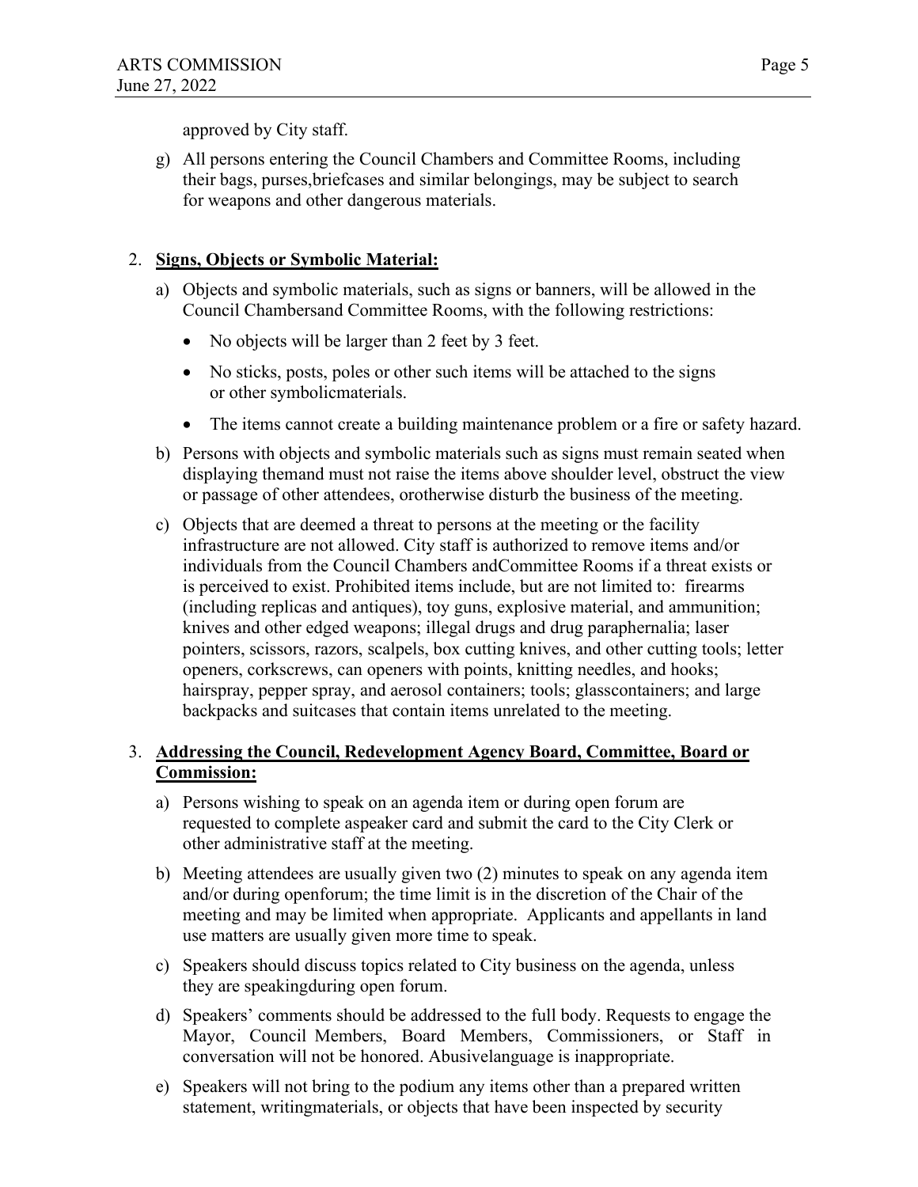approved by City staff.

g) All persons entering the Council Chambers and Committee Rooms, including their bags, purses,briefcases and similar belongings, may be subject to search for weapons and other dangerous materials.

2. **Signs, Objects or Symbolic Material:**

   a) Objects and symbolic materials, such as signs or banners, will be allowed in the Council Chambersand Committee Rooms, with the following restrictions:

      - No objects will be larger than 2 feet by 3 feet.
      - No sticks, posts, poles or other such items will be attached to the signs or other symbolicmaterials.
      - The items cannot create a building maintenance problem or a fire or safety hazard.

   b) Persons with objects and symbolic materials such as signs must remain seated when displaying themand must not raise the items above shoulder level, obstruct the view or passage of other attendees, orotherwise disturb the business of the meeting.

   c) Objects that are deemed a threat to persons at the meeting or the facility infrastructure are not allowed. City staff is authorized to remove items and/or individuals from the Council Chambers andCommittee Rooms if a threat exists or is perceived to exist. Prohibited items include, but are not limited to: firearms (including replicas and antiques), toy guns, explosive material, and ammunition; knives and other edged weapons; illegal drugs and drug paraphernalia; laser pointers, scissors, razors, scalpels, box cutting knives, and other cutting tools; letter openers, corkscrews, can openers with points, knitting needles, and hooks; hairspray, pepper spray, and aerosol containers; tools; glasscontainers; and large backpacks and suitcases that contain items unrelated to the meeting.

3. **Addressing the Council, Redevelopment Agency Board, Committee, Board or Commission:**

   a) Persons wishing to speak on an agenda item or during open forum are requested to complete aspeaker card and submit the card to the City Clerk or other administrative staff at the meeting.

   b) Meeting attendees are usually given two (2) minutes to speak on any agenda item and/or during openforum; the time limit is in the discretion of the Chair of the meeting and may be limited when appropriate. Applicants and appellants in land use matters are usually given more time to speak.

   c) Speakers should discuss topics related to City business on the agenda, unless they are speakingduring open forum.

   d) Speakers' comments should be addressed to the full body. Requests to engage the Mayor, Council Members, Board Members, Commissioners, or Staff in conversation will not be honored. Abusivelanguage is inappropriate.

   e) Speakers will not bring to the podium any items other than a prepared written statement, writingmaterials, or objects that have been inspected by security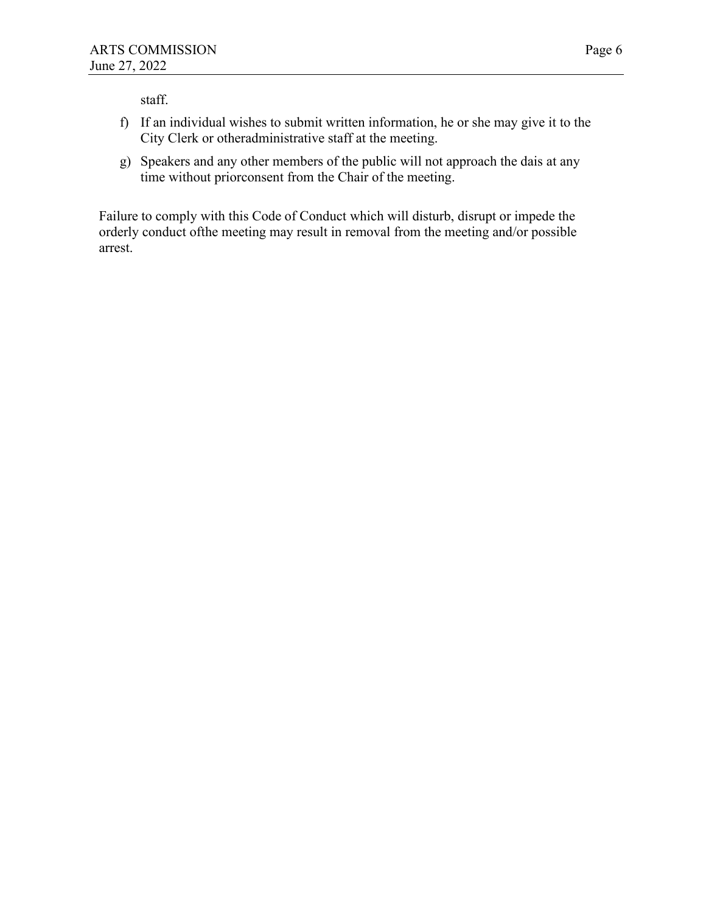staff.

f) If an individual wishes to submit written information, he or she may give it to the City Clerk or otheradministrative staff at the meeting.

g) Speakers and any other members of the public will not approach the dais at any time without priorconsent from the Chair of the meeting.

Failure to comply with this Code of Conduct which will disturb, disrupt or impede the orderly conduct ofthe meeting may result in removal from the meeting and/or possible arrest.